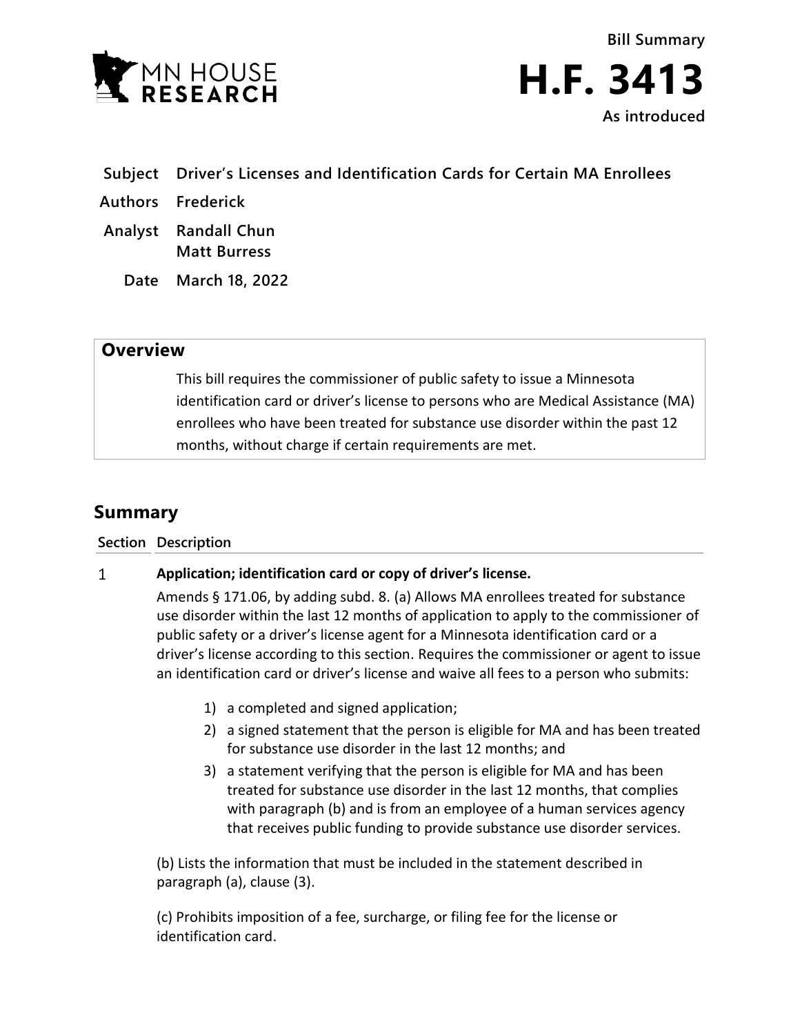MN HOUSE RESEARCH

**Bill Summary**

# H.F. 3413

**As introduced**

**Subject** Driver's Licenses and Identification Cards for Certain MA Enrollees

**Authors** Frederick

**Analyst** Randall Chun
Matt Burress

**Date** March 18, 2022

## Overview

This bill requires the commissioner of public safety to issue a Minnesota identification card or driver's license to persons who are Medical Assistance (MA) enrollees who have been treated for substance use disorder within the past 12 months, without charge if certain requirements are met.

## Summary

| Section | Description |
|---|---|
| 1 | **Application; identification card or copy of driver's license.** |

Amends § 171.06, by adding subd. 8. (a) Allows MA enrollees treated for substance use disorder within the last 12 months of application to apply to the commissioner of public safety or a driver's license agent for a Minnesota identification card or a driver's license according to this section. Requires the commissioner or agent to issue an identification card or driver's license and waive all fees to a person who submits:

1) a completed and signed application;
2) a signed statement that the person is eligible for MA and has been treated for substance use disorder in the last 12 months; and
3) a statement verifying that the person is eligible for MA and has been treated for substance use disorder in the last 12 months, that complies with paragraph (b) and is from an employee of a human services agency that receives public funding to provide substance use disorder services.

(b) Lists the information that must be included in the statement described in paragraph (a), clause (3).

(c) Prohibits imposition of a fee, surcharge, or filing fee for the license or identification card.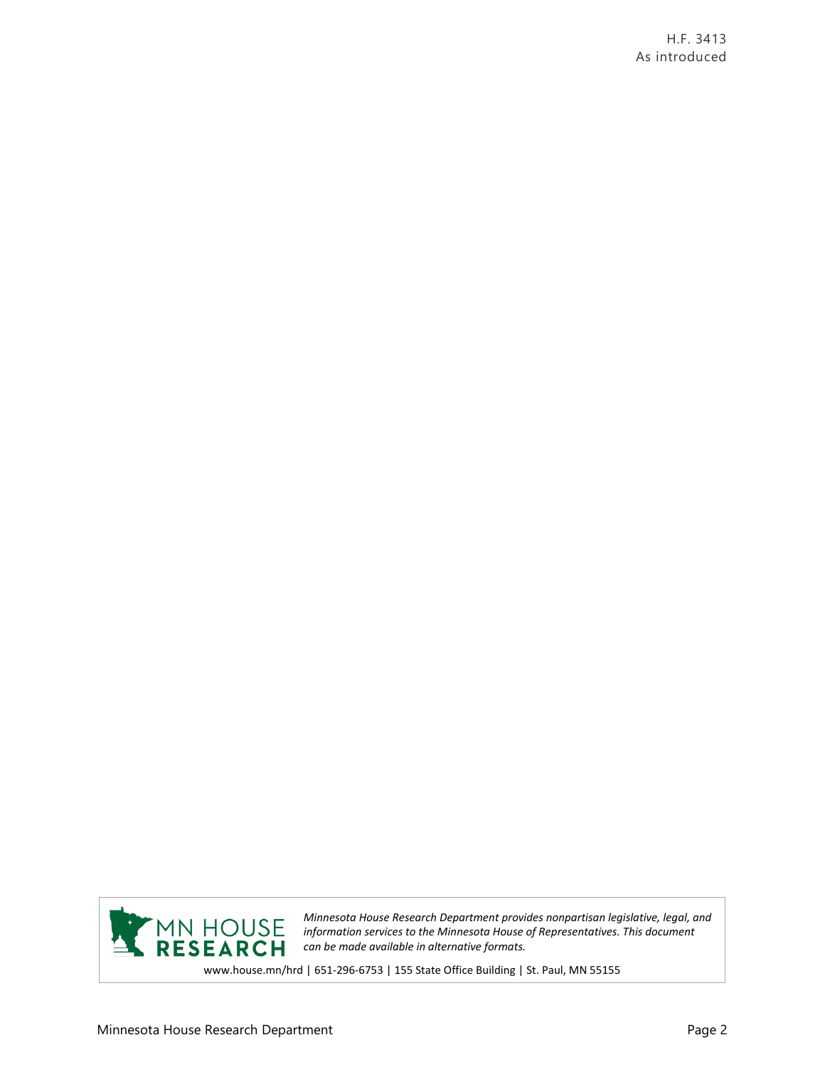Minnesota House Research Department provides nonpartisan legislative, legal, and information services to the Minnesota House of Representatives. This document can be made available in alternative formats.

www.house.mn/hrd | 651-296-6753 | 155 State Office Building | St. Paul, MN 55155